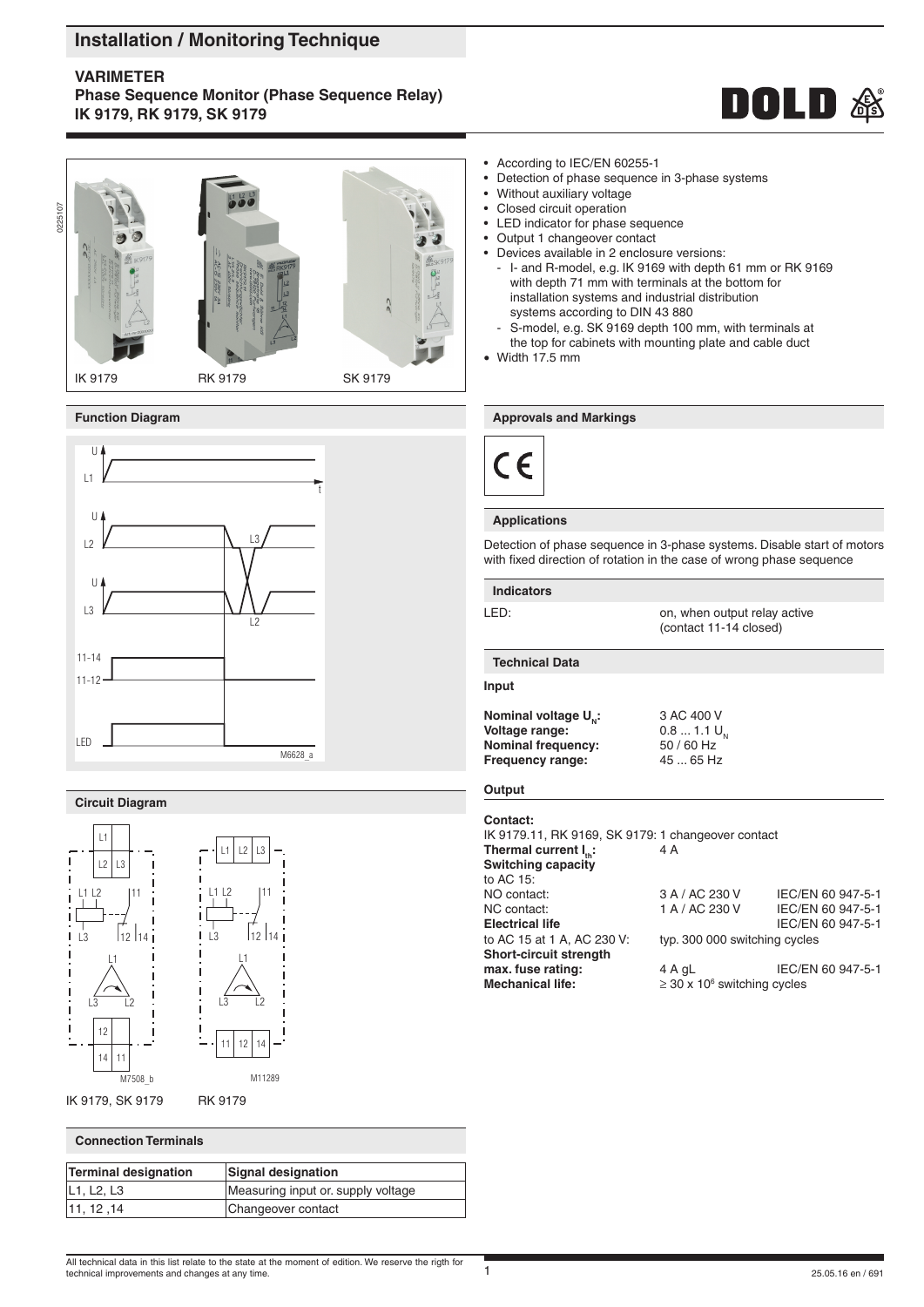# Installation / Monitoring Technique

## VARIMETER
## Phase Sequence Monitor (Phase Sequence Relay) IK 9179, RK 9179, SK 9179

IK 9179 RK 9179 SK 9179

- According to IEC/EN 60255-1
- Detection of phase sequence in 3-phase systems
- Without auxiliary voltage
- Closed circuit operation
- LED indicator for phase sequence
- Output 1 changeover contact
- Devices available in 2 enclosure versions:
  - I- and R-model, e.g. IK 9169 with depth 61 mm or RK 9169 with depth 71 mm with terminals at the bottom for installation systems and industrial distribution systems according to DIN 43 880
  - S-model, e.g. SK 9169 depth 100 mm, with terminals at the top for cabinets with mounting plate and cable duct
- Width 17.5 mm

### Function Diagram

M6628_a

### Circuit Diagram

M7508_b M11289

IK 9179, SK 9179 RK 9179

### Connection Terminals

| Terminal designation | Signal designation |
|---|---|
| L1, L2, L3 | Measuring input or. supply voltage |
| 11, 12 ,14 | Changeover contact |

### Approvals and Markings

CE

### Applications

Detection of phase sequence in 3-phase systems. Disable start of motors with fixed direction of rotation in the case of wrong phase sequence

### Indicators

LED: on, when output relay active (contact 11-14 closed)

### Technical Data

**Input**

| | |
|---|---|
| **Nominal voltage $U_N$:** | 3 AC 400 V |
| **Voltage range:** | 0.8 ... 1.1 $U_N$ |
| **Nominal frequency:** | 50 / 60 Hz |
| **Frequency range:** | 45 ... 65 Hz |

**Output**

**Contact:**

IK 9179.11, RK 9169, SK 9179: 1 changeover contact

| | | |
|---|---|---|
| **Thermal current $I_{th}$:** | 4 A | |
| **Switching capacity** | | |
| to AC 15: | | |
| NO contact: | 3 A / AC 230 V | IEC/EN 60 947-5-1 |
| NC contact: | 1 A / AC 230 V | IEC/EN 60 947-5-1 |
| **Electrical life** | | IEC/EN 60 947-5-1 |
| to AC 15 at 1 A, AC 230 V: | typ. 300 000 switching cycles | |
| **Short-circuit strength** | | |
| **max. fuse rating:** | 4 A gL | IEC/EN 60 947-5-1 |
| **Mechanical life:** | ≥ 30 x $10^6$ switching cycles | |

All technical data in this list relate to the state at the moment of edition. We reserve the rigth for technical improvements and changes at any time.

25.05.16 en / 691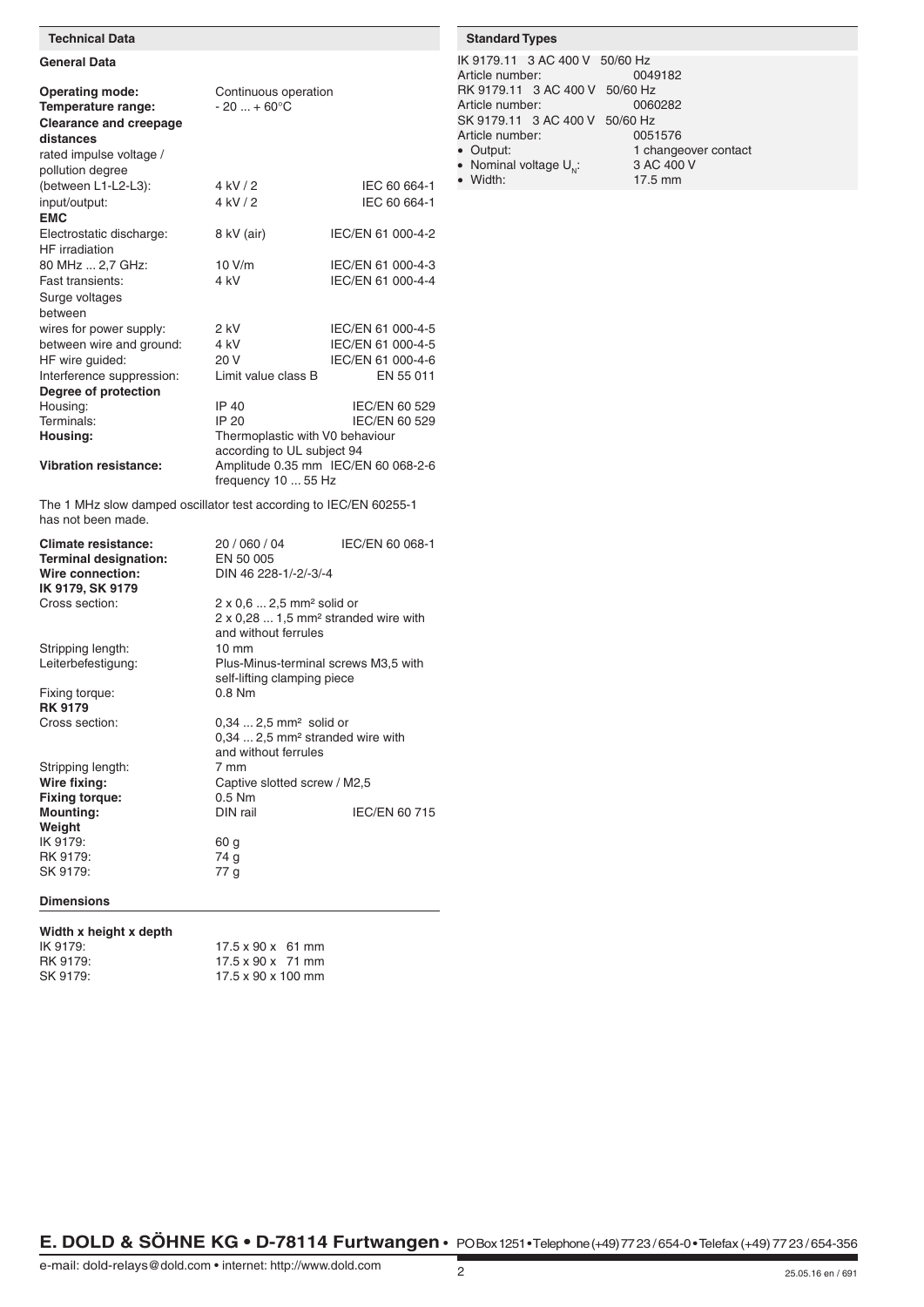## Technical Data

### General Data

| | | |
|---|---|---|
| **Operating mode:** | Continuous operation | |
| **Temperature range:** | - 20 ... + 60°C | |
| **Clearance and creepage distances** | | |
| rated impulse voltage / pollution degree | | |
| (between L1-L2-L3): | 4 kV / 2 | IEC 60 664-1 |
| input/output: | 4 kV / 2 | IEC 60 664-1 |
| **EMC** | | |
| Electrostatic discharge: | 8 kV (air) | IEC/EN 61 000-4-2 |
| HF irradiation | | |
| 80 MHz ... 2,7 GHz: | 10 V/m | IEC/EN 61 000-4-3 |
| Fast transients: | 4 kV | IEC/EN 61 000-4-4 |
| Surge voltages between | | |
| wires for power supply: | 2 kV | IEC/EN 61 000-4-5 |
| between wire and ground: | 4 kV | IEC/EN 61 000-4-5 |
| HF wire guided: | 20 V | IEC/EN 61 000-4-6 |
| Interference suppression: | Limit value class B | EN 55 011 |
| **Degree of protection** | | |
| Housing: | IP 40 | IEC/EN 60 529 |
| Terminals: | IP 20 | IEC/EN 60 529 |
| **Housing:** | Thermoplastic with V0 behaviour according to UL subject 94 | |
| **Vibration resistance:** | Amplitude 0.35 mm frequency 10 ... 55 Hz | IEC/EN 60 068-2-6 |

The 1 MHz slow damped oscillator test according to IEC/EN 60255-1 has not been made.

| | | |
|---|---|---|
| **Climate resistance:** | 20 / 060 / 04 | IEC/EN 60 068-1 |
| **Terminal designation:** | EN 50 005 | |
| **Wire connection:** | DIN 46 228-1/-2/-3/-4 | |
| **IK 9179, SK 9179** | | |
| Cross section: | 2 x 0,6 ... 2,5 mm² solid or 2 x 0,28 ... 1,5 mm² stranded wire with and without ferrules | |
| Stripping length: | 10 mm | |
| Leiterbefestigung: | Plus-Minus-terminal screws M3,5 with self-lifting clamping piece | |
| Fixing torque: | 0.8 Nm | |
| **RK 9179** | | |
| Cross section: | 0,34 ... 2,5 mm² solid or 0,34 ... 2,5 mm² stranded wire with and without ferrules | |
| Stripping length: | 7 mm | |
| **Wire fixing:** | Captive slotted screw / M2,5 | |
| **Fixing torque:** | 0.5 Nm | |
| **Mounting:** | DIN rail | IEC/EN 60 715 |
| **Weight** | | |
| IK 9179: | 60 g | |
| RK 9179: | 74 g | |
| SK 9179: | 77 g | |

### Dimensions

**Width x height x depth**

| | |
|---|---|
| IK 9179: | 17.5 x 90 x 61 mm |
| RK 9179: | 17.5 x 90 x 71 mm |
| SK 9179: | 17.5 x 90 x 100 mm |

## Standard Types

IK 9179.11 3 AC 400 V 50/60 Hz
Article number: 0049182
RK 9179.11 3 AC 400 V 50/60 Hz
Article number: 0060282
SK 9179.11 3 AC 400 V 50/60 Hz
Article number: 0051576

- Output: 1 changeover contact
- Nominal voltage $U_N$: 3 AC 400 V
- Width: 17.5 mm

**E. DOLD & SÖHNE KG • D-78114 Furtwangen •** PO Box 1251 • Telephone (+49) 77 23 / 654-0 • Telefax (+49) 77 23 / 654-356

e-mail: dold-relays@dold.com • internet: http://www.dold.com

25.05.16 en / 691